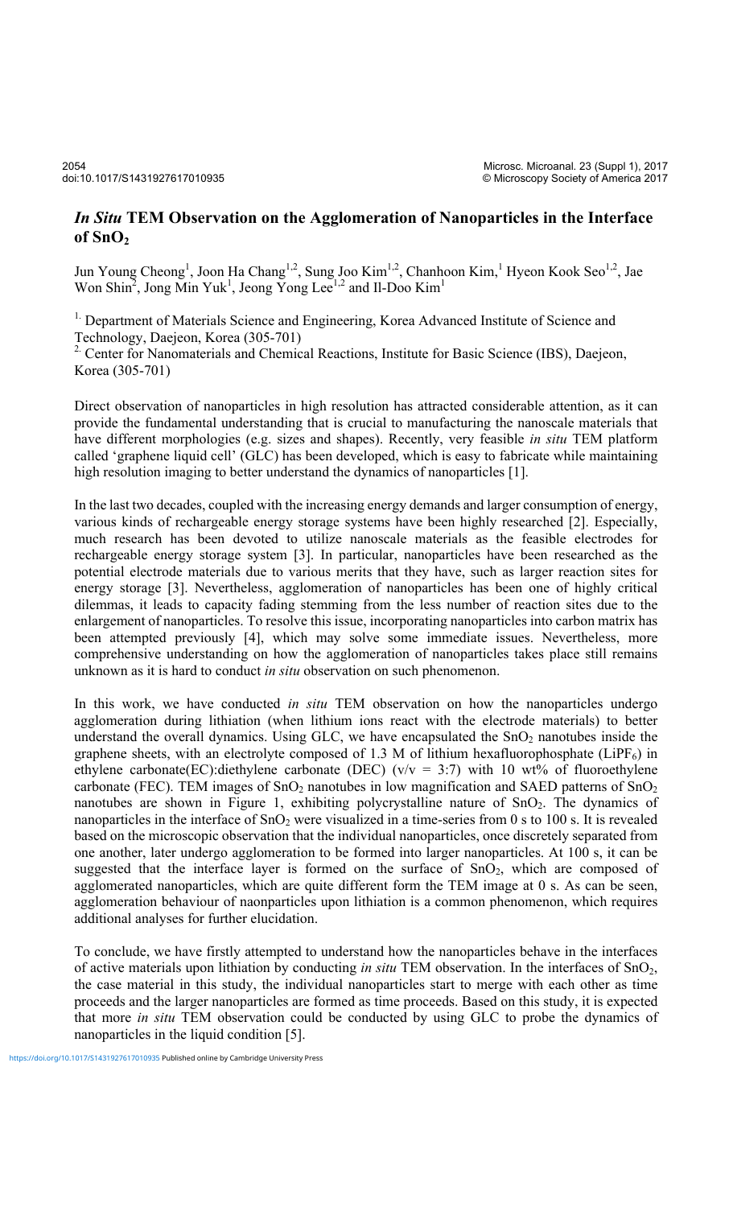# *In Situ* TEM Observation on the Agglomeration of Nanoparticles in the Interface of $SnO_2$

Jun Young Cheong[1], Joon Ha Chang[1,2], Sung Joo Kim[1,2], Chanhoon Kim,[1] Hyeon Kook Seo[1,2], Jae Won Shin[2], Jong Min Yuk[1], Jeong Yong Lee[1,2] and Il-Doo Kim[1]

[1.] Department of Materials Science and Engineering, Korea Advanced Institute of Science and Technology, Daejeon, Korea (305-701)

[2.] Center for Nanomaterials and Chemical Reactions, Institute for Basic Science (IBS), Daejeon, Korea (305-701)

Direct observation of nanoparticles in high resolution has attracted considerable attention, as it can provide the fundamental understanding that is crucial to manufacturing the nanoscale materials that have different morphologies (e.g. sizes and shapes). Recently, very feasible *in situ* TEM platform called 'graphene liquid cell' (GLC) has been developed, which is easy to fabricate while maintaining high resolution imaging to better understand the dynamics of nanoparticles [1].

In the last two decades, coupled with the increasing energy demands and larger consumption of energy, various kinds of rechargeable energy storage systems have been highly researched [2]. Especially, much research has been devoted to utilize nanoscale materials as the feasible electrodes for rechargeable energy storage system [3]. In particular, nanoparticles have been researched as the potential electrode materials due to various merits that they have, such as larger reaction sites for energy storage [3]. Nevertheless, agglomeration of nanoparticles has been one of highly critical dilemmas, it leads to capacity fading stemming from the less number of reaction sites due to the enlargement of nanoparticles. To resolve this issue, incorporating nanoparticles into carbon matrix has been attempted previously [4], which may solve some immediate issues. Nevertheless, more comprehensive understanding on how the agglomeration of nanoparticles takes place still remains unknown as it is hard to conduct *in situ* observation on such phenomenon.

In this work, we have conducted *in situ* TEM observation on how the nanoparticles undergo agglomeration during lithiation (when lithium ions react with the electrode materials) to better understand the overall dynamics. Using GLC, we have encapsulated the $SnO_2$ nanotubes inside the graphene sheets, with an electrolyte composed of 1.3 M of lithium hexafluorophosphate ($LiPF_6$) in ethylene carbonate(EC):diethylene carbonate (DEC) (v/v = 3:7) with 10 wt% of fluoroethylene carbonate (FEC). TEM images of $SnO_2$ nanotubes in low magnification and SAED patterns of $SnO_2$ nanotubes are shown in Figure 1, exhibiting polycrystalline nature of $SnO_2$. The dynamics of nanoparticles in the interface of $SnO_2$ were visualized in a time-series from 0 s to 100 s. It is revealed based on the microscopic observation that the individual nanoparticles, once discretely separated from one another, later undergo agglomeration to be formed into larger nanoparticles. At 100 s, it can be suggested that the interface layer is formed on the surface of $SnO_2$, which are composed of agglomerated nanoparticles, which are quite different form the TEM image at 0 s. As can be seen, agglomeration behaviour of naonparticles upon lithiation is a common phenomenon, which requires additional analyses for further elucidation.

To conclude, we have firstly attempted to understand how the nanoparticles behave in the interfaces of active materials upon lithiation by conducting *in situ* TEM observation. In the interfaces of $SnO_2$, the case material in this study, the individual nanoparticles start to merge with each other as time proceeds and the larger nanoparticles are formed as time proceeds. Based on this study, it is expected that more *in situ* TEM observation could be conducted by using GLC to probe the dynamics of nanoparticles in the liquid condition [5].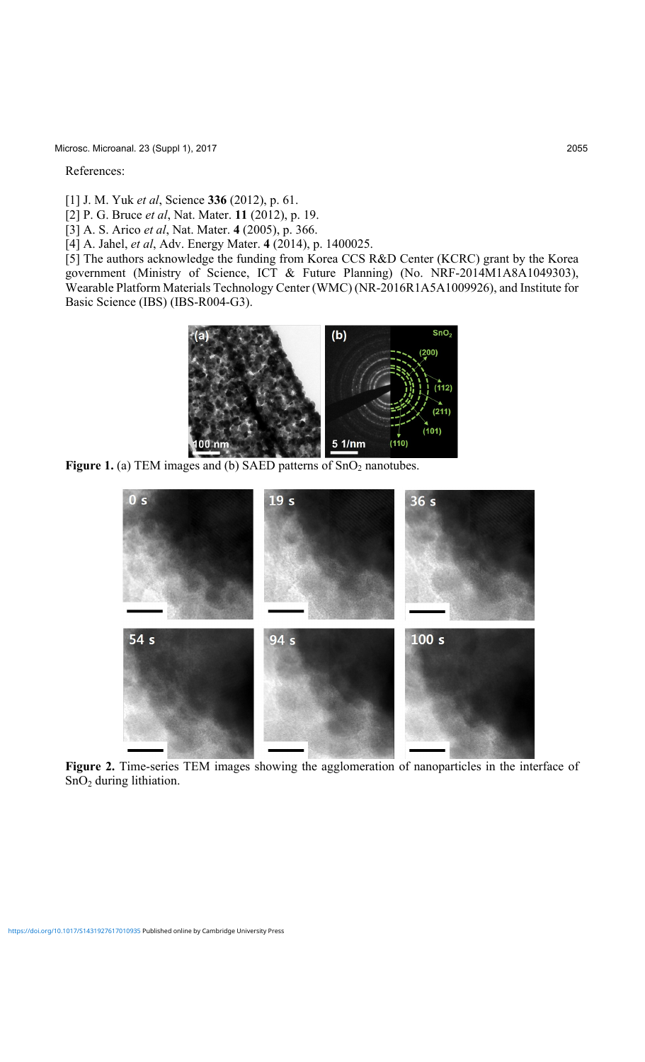References:

[1] J. M. Yuk *et al*, Science **336** (2012), p. 61.
[2] P. G. Bruce *et al*, Nat. Mater. **11** (2012), p. 19.
[3] A. S. Arico *et al*, Nat. Mater. **4** (2005), p. 366.
[4] A. Jahel, *et al*, Adv. Energy Mater. **4** (2014), p. 1400025.
[5] The authors acknowledge the funding from Korea CCS R&D Center (KCRC) grant by the Korea government (Ministry of Science, ICT & Future Planning) (No. NRF-2014M1A8A1049303), Wearable Platform Materials Technology Center (WMC) (NR-2016R1A5A1009926), and Institute for Basic Science (IBS) (IBS-R004-G3).

**Figure 1.** (a) TEM images and (b) SAED patterns of $SnO_2$ nanotubes.

**Figure 2.** Time-series TEM images showing the agglomeration of nanoparticles in the interface of $SnO_2$ during lithiation.